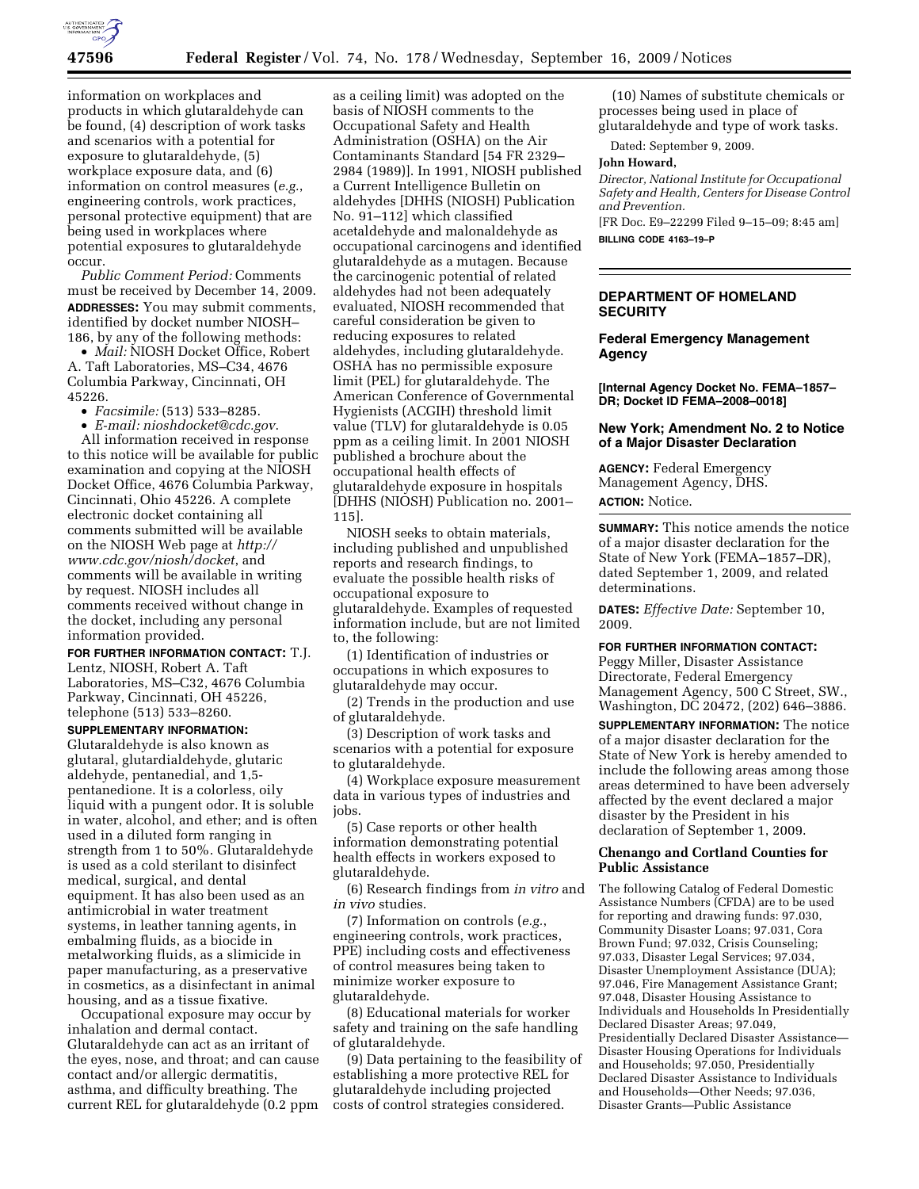information on workplaces and products in which glutaraldehyde can be found, (4) description of work tasks and scenarios with a potential for exposure to glutaraldehyde, (5) workplace exposure data, and (6) information on control measures (*e.g.*, engineering controls, work practices, personal protective equipment) that are being used in workplaces where potential exposures to glutaraldehyde occur.

*Public Comment Period:* Comments must be received by December 14, 2009.

**ADDRESSES:** You may submit comments, identified by docket number NIOSH–186, by any of the following methods:

- *Mail:* NIOSH Docket Office, Robert A. Taft Laboratories, MS–C34, 4676 Columbia Parkway, Cincinnati, OH 45226.
- *Facsimile:* (513) 533–8285.
- *E-mail: nioshdocket@cdc.gov.*

All information received in response to this notice will be available for public examination and copying at the NIOSH Docket Office, 4676 Columbia Parkway, Cincinnati, Ohio 45226. A complete electronic docket containing all comments submitted will be available on the NIOSH Web page at *http://www.cdc.gov/niosh/docket*, and comments will be available in writing by request. NIOSH includes all comments received without change in the docket, including any personal information provided.

**FOR FURTHER INFORMATION CONTACT:** T.J. Lentz, NIOSH, Robert A. Taft Laboratories, MS–C32, 4676 Columbia Parkway, Cincinnati, OH 45226, telephone (513) 533–8260.

**SUPPLEMENTARY INFORMATION:** Glutaraldehyde is also known as glutaral, glutardialdehyde, glutaric aldehyde, pentanedial, and 1,5-pentanedione. It is a colorless, oily liquid with a pungent odor. It is soluble in water, alcohol, and ether; and is often used in a diluted form ranging in strength from 1 to 50%. Glutaraldehyde is used as a cold sterilant to disinfect medical, surgical, and dental equipment. It has also been used as an antimicrobial in water treatment systems, in leather tanning agents, in embalming fluids, as a biocide in metalworking fluids, as a slimicide in paper manufacturing, as a preservative in cosmetics, as a disinfectant in animal housing, and as a tissue fixative.

Occupational exposure may occur by inhalation and dermal contact. Glutaraldehyde can act as an irritant of the eyes, nose, and throat; and can cause contact and/or allergic dermatitis, asthma, and difficulty breathing. The current REL for glutaraldehyde (0.2 ppm as a ceiling limit) was adopted on the basis of NIOSH comments to the Occupational Safety and Health Administration (OSHA) on the Air Contaminants Standard [54 FR 2329–2984 (1989)]. In 1991, NIOSH published a Current Intelligence Bulletin on aldehydes [DHHS (NIOSH) Publication No. 91–112] which classified acetaldehyde and malonaldehyde as occupational carcinogens and identified glutaraldehyde as a mutagen. Because the carcinogenic potential of related aldehydes had not been adequately evaluated, NIOSH recommended that careful consideration be given to reducing exposures to related aldehydes, including glutaraldehyde. OSHA has no permissible exposure limit (PEL) for glutaraldehyde. The American Conference of Governmental Hygienists (ACGIH) threshold limit value (TLV) for glutaraldehyde is 0.05 ppm as a ceiling limit. In 2001 NIOSH published a brochure about the occupational health effects of glutaraldehyde exposure in hospitals [DHHS (NIOSH) Publication no. 2001–115].

NIOSH seeks to obtain materials, including published and unpublished reports and research findings, to evaluate the possible health risks of occupational exposure to glutaraldehyde. Examples of requested information include, but are not limited to, the following:

(1) Identification of industries or occupations in which exposures to glutaraldehyde may occur.

(2) Trends in the production and use of glutaraldehyde.

(3) Description of work tasks and scenarios with a potential for exposure to glutaraldehyde.

(4) Workplace exposure measurement data in various types of industries and jobs.

(5) Case reports or other health information demonstrating potential health effects in workers exposed to glutaraldehyde.

(6) Research findings from *in vitro* and *in vivo* studies.

(7) Information on controls (*e.g.*, engineering controls, work practices, PPE) including costs and effectiveness of control measures being taken to minimize worker exposure to glutaraldehyde.

(8) Educational materials for worker safety and training on the safe handling of glutaraldehyde.

(9) Data pertaining to the feasibility of establishing a more protective REL for glutaraldehyde including projected costs of control strategies considered.

(10) Names of substitute chemicals or processes being used in place of glutaraldehyde and type of work tasks.

Dated: September 9, 2009.

**John Howard,**

*Director, National Institute for Occupational Safety and Health, Centers for Disease Control and Prevention.*

[FR Doc. E9–22299 Filed 9–15–09; 8:45 am]

**BILLING CODE 4163–19–P**

## DEPARTMENT OF HOMELAND SECURITY

### Federal Emergency Management Agency

**[Internal Agency Docket No. FEMA–1857–DR; Docket ID FEMA–2008–0018]**

### New York; Amendment No. 2 to Notice of a Major Disaster Declaration

**AGENCY:** Federal Emergency Management Agency, DHS.

**ACTION:** Notice.

**SUMMARY:** This notice amends the notice of a major disaster declaration for the State of New York (FEMA–1857–DR), dated September 1, 2009, and related determinations.

**DATES:** *Effective Date:* September 10, 2009.

**FOR FURTHER INFORMATION CONTACT:** Peggy Miller, Disaster Assistance Directorate, Federal Emergency Management Agency, 500 C Street, SW., Washington, DC 20472, (202) 646–3886.

**SUPPLEMENTARY INFORMATION:** The notice of a major disaster declaration for the State of New York is hereby amended to include the following areas among those areas determined to have been adversely affected by the event declared a major disaster by the President in his declaration of September 1, 2009.

**Chenango and Cortland Counties for Public Assistance**

The following Catalog of Federal Domestic Assistance Numbers (CFDA) are to be used for reporting and drawing funds: 97.030, Community Disaster Loans; 97.031, Cora Brown Fund; 97.032, Crisis Counseling; 97.033, Disaster Legal Services; 97.034, Disaster Unemployment Assistance (DUA); 97.046, Fire Management Assistance Grant; 97.048, Disaster Housing Assistance to Individuals and Households In Presidentially Declared Disaster Areas; 97.049, Presidentially Declared Disaster Assistance—Disaster Housing Operations for Individuals and Households; 97.050, Presidentially Declared Disaster Assistance to Individuals and Households—Other Needs; 97.036, Disaster Grants—Public Assistance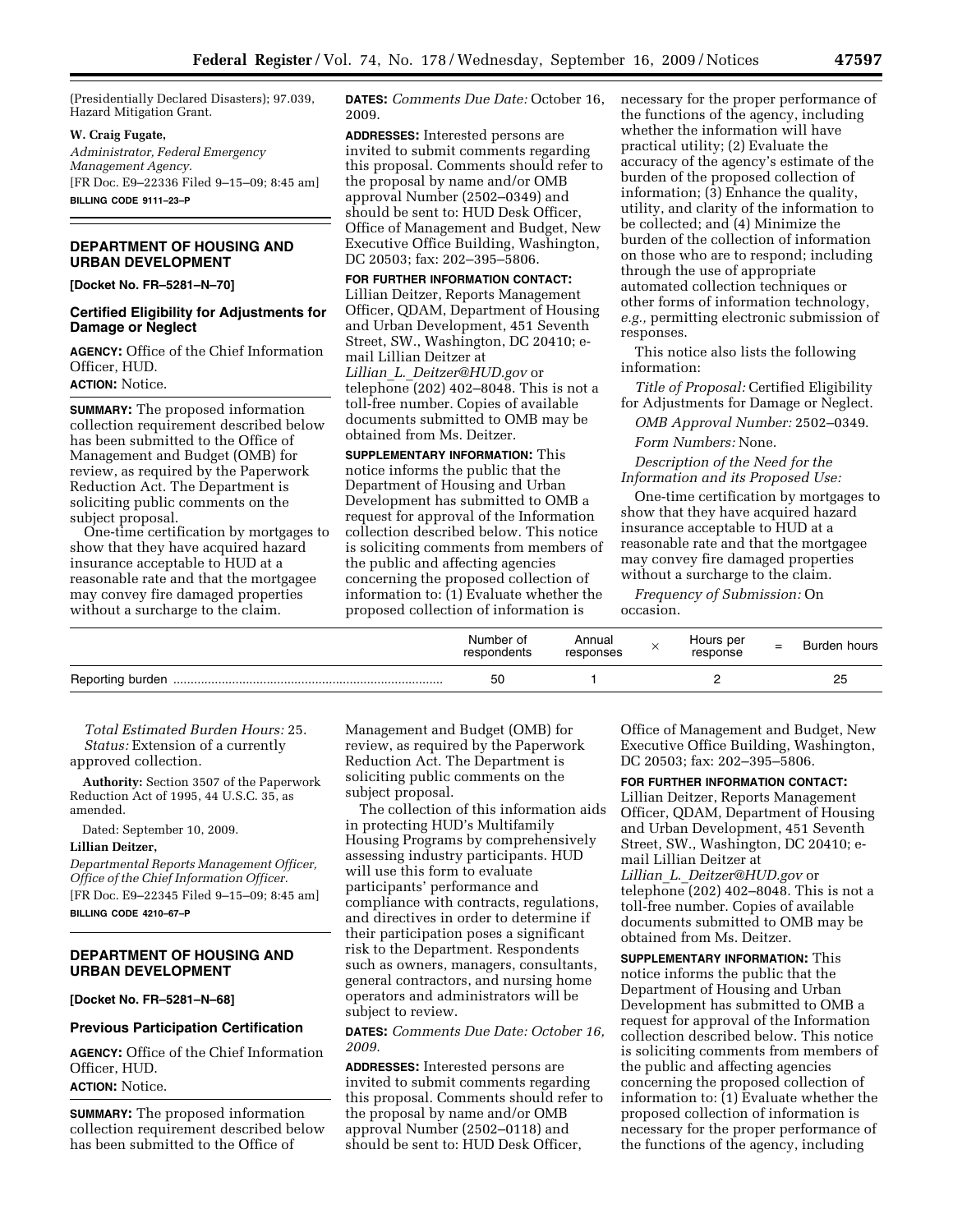(Presidentially Declared Disasters); 97.039, Hazard Mitigation Grant.

**W. Craig Fugate,**

*Administrator, Federal Emergency Management Agency.*

[FR Doc. E9–22336 Filed 9–15–09; 8:45 am]

**BILLING CODE 9111–23–P**

## DEPARTMENT OF HOUSING AND URBAN DEVELOPMENT

**[Docket No. FR–5281–N–70]**

### Certified Eligibility for Adjustments for Damage or Neglect

**AGENCY:** Office of the Chief Information Officer, HUD.

**ACTION:** Notice.

**SUMMARY:** The proposed information collection requirement described below has been submitted to the Office of Management and Budget (OMB) for review, as required by the Paperwork Reduction Act. The Department is soliciting public comments on the subject proposal.

One-time certification by mortgages to show that they have acquired hazard insurance acceptable to HUD at a reasonable rate and that the mortgagee may convey fire damaged properties without a surcharge to the claim.

**DATES:** *Comments Due Date:* October 16, 2009.

**ADDRESSES:** Interested persons are invited to submit comments regarding this proposal. Comments should refer to the proposal by name and/or OMB approval Number (2502–0349) and should be sent to: HUD Desk Officer, Office of Management and Budget, New Executive Office Building, Washington, DC 20503; fax: 202–395–5806.

**FOR FURTHER INFORMATION CONTACT:** Lillian Deitzer, Reports Management Officer, QDAM, Department of Housing and Urban Development, 451 Seventh Street, SW., Washington, DC 20410; e-mail Lillian Deitzer at *Lillian_L._Deitzer@HUD.gov* or telephone (202) 402–8048. This is not a toll-free number. Copies of available documents submitted to OMB may be obtained from Ms. Deitzer.

**SUPPLEMENTARY INFORMATION:** This notice informs the public that the Department of Housing and Urban Development has submitted to OMB a request for approval of the Information collection described below. This notice is soliciting comments from members of the public and affecting agencies concerning the proposed collection of information to: (1) Evaluate whether the proposed collection of information is necessary for the proper performance of the functions of the agency, including whether the information will have practical utility; (2) Evaluate the accuracy of the agency's estimate of the burden of the proposed collection of information; (3) Enhance the quality, utility, and clarity of the information to be collected; and (4) Minimize the burden of the collection of information on those who are to respond; including through the use of appropriate automated collection techniques or other forms of information technology, *e.g.,* permitting electronic submission of responses.

This notice also lists the following information:

*Title of Proposal:* Certified Eligibility for Adjustments for Damage or Neglect.

*OMB Approval Number:* 2502–0349.

*Form Numbers:* None.

*Description of the Need for the Information and its Proposed Use:*

One-time certification by mortgages to show that they have acquired hazard insurance acceptable to HUD at a reasonable rate and that the mortgagee may convey fire damaged properties without a surcharge to the claim.

*Frequency of Submission:* On occasion.

| | Number of respondents | Annual responses | × | Hours per response | = | Burden hours |
|---|---|---|---|---|---|---|
| Reporting burden | 50 | 1 | | 2 | | 25 |

*Total Estimated Burden Hours:* 25.

*Status:* Extension of a currently approved collection.

**Authority:** Section 3507 of the Paperwork Reduction Act of 1995, 44 U.S.C. 35, as amended.

Dated: September 10, 2009.

**Lillian Deitzer,**

*Departmental Reports Management Officer, Office of the Chief Information Officer.*

[FR Doc. E9–22345 Filed 9–15–09; 8:45 am]

**BILLING CODE 4210–67–P**

## DEPARTMENT OF HOUSING AND URBAN DEVELOPMENT

**[Docket No. FR–5281–N–68]**

### Previous Participation Certification

**AGENCY:** Office of the Chief Information Officer, HUD.

**ACTION:** Notice.

**SUMMARY:** The proposed information collection requirement described below has been submitted to the Office of Management and Budget (OMB) for review, as required by the Paperwork Reduction Act. The Department is soliciting public comments on the subject proposal.

The collection of this information aids in protecting HUD's Multifamily Housing Programs by comprehensively assessing industry participants. HUD will use this form to evaluate participants' performance and compliance with contracts, regulations, and directives in order to determine if their participation poses a significant risk to the Department. Respondents such as owners, managers, consultants, general contractors, and nursing home operators and administrators will be subject to review.

**DATES:** *Comments Due Date: October 16, 2009.*

**ADDRESSES:** Interested persons are invited to submit comments regarding this proposal. Comments should refer to the proposal by name and/or OMB approval Number (2502–0118) and should be sent to: HUD Desk Officer, Office of Management and Budget, New Executive Office Building, Washington, DC 20503; fax: 202–395–5806.

**FOR FURTHER INFORMATION CONTACT:** Lillian Deitzer, Reports Management Officer, QDAM, Department of Housing and Urban Development, 451 Seventh Street, SW., Washington, DC 20410; e-mail Lillian Deitzer at *Lillian_L._Deitzer@HUD.gov* or telephone (202) 402–8048. This is not a toll-free number. Copies of available documents submitted to OMB may be obtained from Ms. Deitzer.

**SUPPLEMENTARY INFORMATION:** This notice informs the public that the Department of Housing and Urban Development has submitted to OMB a request for approval of the Information collection described below. This notice is soliciting comments from members of the public and affecting agencies concerning the proposed collection of information to: (1) Evaluate whether the proposed collection of information is necessary for the proper performance of the functions of the agency, including